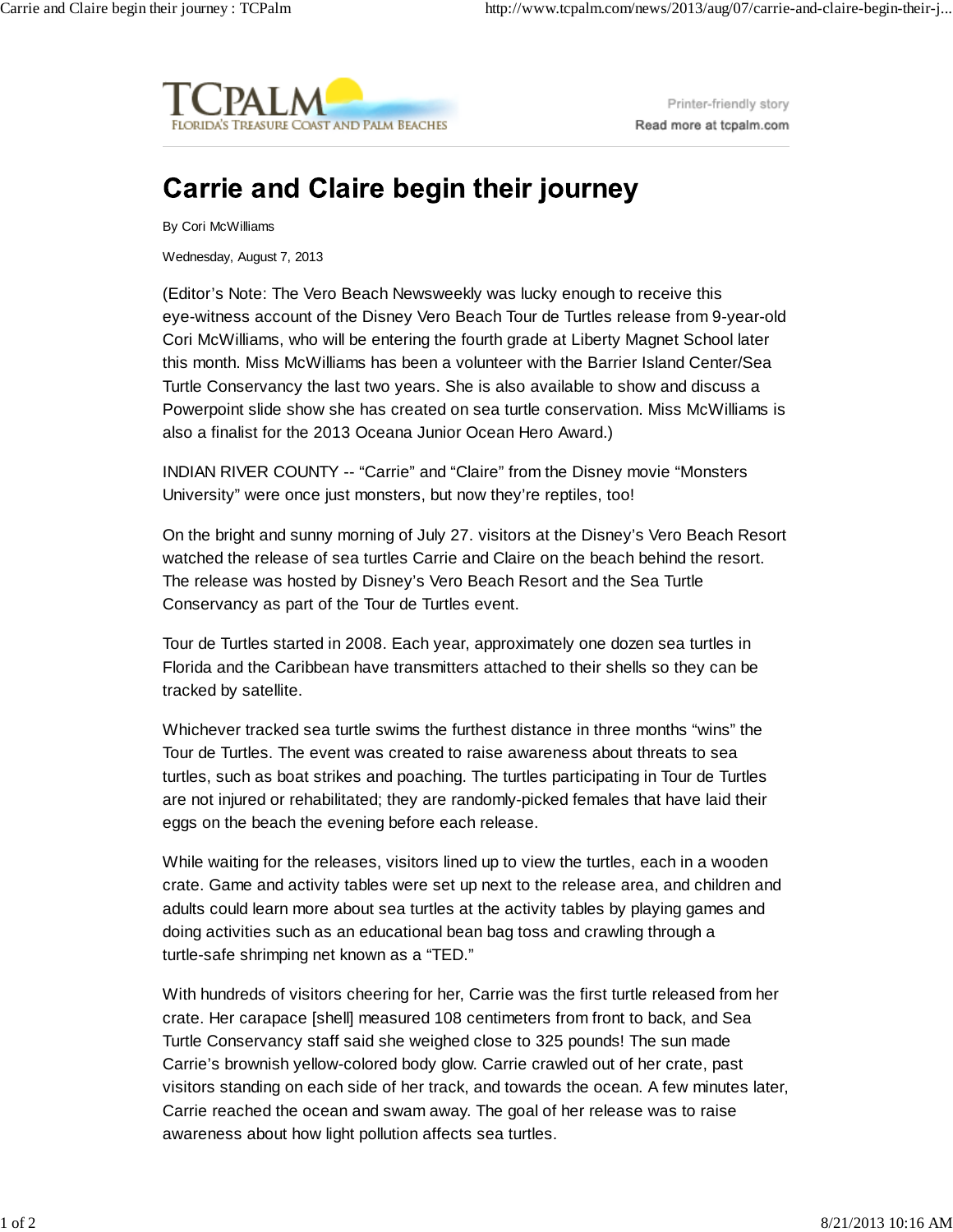# Carrie and Claire begin their journey

By Cori McWilliams

Wednesday, August 7, 2013

(Editor's Note: The Vero Beach Newsweekly was lucky enough to receive this eye-witness account of the Disney Vero Beach Tour de Turtles release from 9-year-old Cori McWilliams, who will be entering the fourth grade at Liberty Magnet School later this month. Miss McWilliams has been a volunteer with the Barrier Island Center/Sea Turtle Conservancy the last two years. She is also available to show and discuss a Powerpoint slide show she has created on sea turtle conservation. Miss McWilliams is also a finalist for the 2013 Oceana Junior Ocean Hero Award.)

INDIAN RIVER COUNTY -- "Carrie" and "Claire" from the Disney movie "Monsters University" were once just monsters, but now they're reptiles, too!

On the bright and sunny morning of July 27. visitors at the Disney's Vero Beach Resort watched the release of sea turtles Carrie and Claire on the beach behind the resort. The release was hosted by Disney's Vero Beach Resort and the Sea Turtle Conservancy as part of the Tour de Turtles event.

Tour de Turtles started in 2008. Each year, approximately one dozen sea turtles in Florida and the Caribbean have transmitters attached to their shells so they can be tracked by satellite.

Whichever tracked sea turtle swims the furthest distance in three months "wins" the Tour de Turtles. The event was created to raise awareness about threats to sea turtles, such as boat strikes and poaching. The turtles participating in Tour de Turtles are not injured or rehabilitated; they are randomly-picked females that have laid their eggs on the beach the evening before each release.

While waiting for the releases, visitors lined up to view the turtles, each in a wooden crate. Game and activity tables were set up next to the release area, and children and adults could learn more about sea turtles at the activity tables by playing games and doing activities such as an educational bean bag toss and crawling through a turtle-safe shrimping net known as a "TED."

With hundreds of visitors cheering for her, Carrie was the first turtle released from her crate. Her carapace [shell] measured 108 centimeters from front to back, and Sea Turtle Conservancy staff said she weighed close to 325 pounds! The sun made Carrie's brownish yellow-colored body glow. Carrie crawled out of her crate, past visitors standing on each side of her track, and towards the ocean. A few minutes later, Carrie reached the ocean and swam away. The goal of her release was to raise awareness about how light pollution affects sea turtles.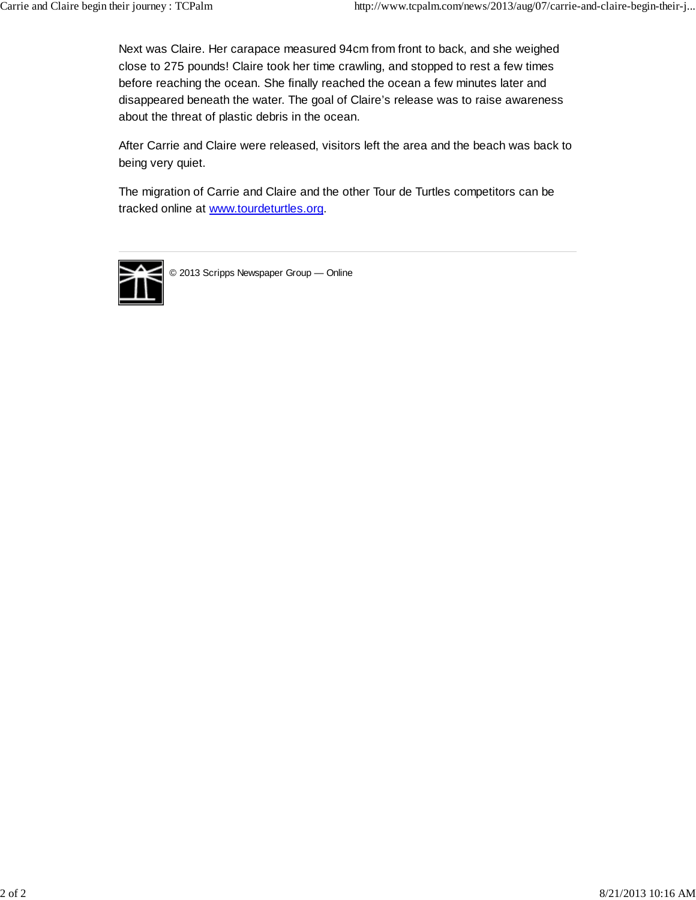Next was Claire. Her carapace measured 94cm from front to back, and she weighed close to 275 pounds! Claire took her time crawling, and stopped to rest a few times before reaching the ocean. She finally reached the ocean a few minutes later and disappeared beneath the water. The goal of Claire's release was to raise awareness about the threat of plastic debris in the ocean.

After Carrie and Claire were released, visitors left the area and the beach was back to being very quiet.

The migration of Carrie and Claire and the other Tour de Turtles competitors can be tracked online at [www.tourdeturtles.org](http://www.tourdeturtles.org).

---

© 2013 Scripps Newspaper Group — Online